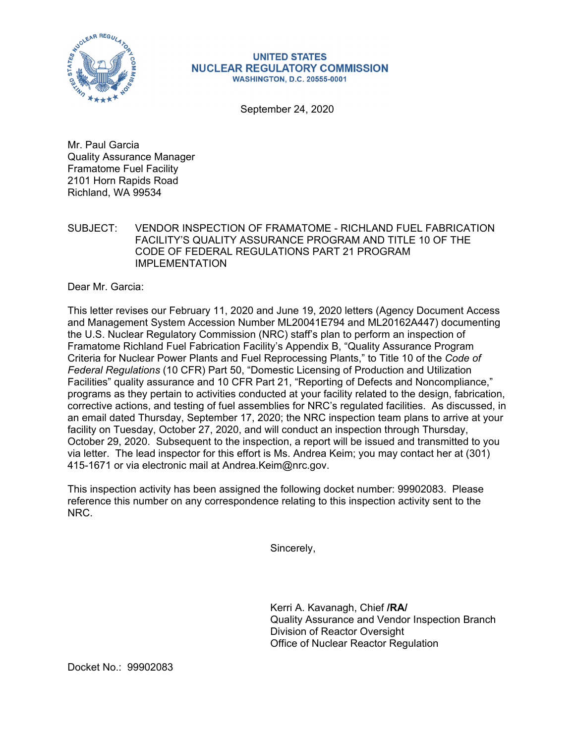**UNITED STATES**
**NUCLEAR REGULATORY COMMISSION**
**WASHINGTON, D.C. 20555-0001**

September 24, 2020

Mr. Paul Garcia
Quality Assurance Manager
Framatome Fuel Facility
2101 Horn Rapids Road
Richland, WA 99534

SUBJECT: VENDOR INSPECTION OF FRAMATOME - RICHLAND FUEL FABRICATION FACILITY'S QUALITY ASSURANCE PROGRAM AND TITLE 10 OF THE CODE OF FEDERAL REGULATIONS PART 21 PROGRAM IMPLEMENTATION

Dear Mr. Garcia:

This letter revises our February 11, 2020 and June 19, 2020 letters (Agency Document Access and Management System Accession Number ML20041E794 and ML20162A447) documenting the U.S. Nuclear Regulatory Commission (NRC) staff's plan to perform an inspection of Framatome Richland Fuel Fabrication Facility's Appendix B, "Quality Assurance Program Criteria for Nuclear Power Plants and Fuel Reprocessing Plants," to Title 10 of the *Code of Federal Regulations* (10 CFR) Part 50, "Domestic Licensing of Production and Utilization Facilities" quality assurance and 10 CFR Part 21, "Reporting of Defects and Noncompliance," programs as they pertain to activities conducted at your facility related to the design, fabrication, corrective actions, and testing of fuel assemblies for NRC's regulated facilities. As discussed, in an email dated Thursday, September 17, 2020; the NRC inspection team plans to arrive at your facility on Tuesday, October 27, 2020, and will conduct an inspection through Thursday, October 29, 2020. Subsequent to the inspection, a report will be issued and transmitted to you via letter. The lead inspector for this effort is Ms. Andrea Keim; you may contact her at (301) 415-1671 or via electronic mail at Andrea.Keim@nrc.gov.

This inspection activity has been assigned the following docket number: 99902083. Please reference this number on any correspondence relating to this inspection activity sent to the NRC.

Sincerely,

Kerri A. Kavanagh, Chief **/RA/**
Quality Assurance and Vendor Inspection Branch
Division of Reactor Oversight
Office of Nuclear Reactor Regulation

Docket No.: 99902083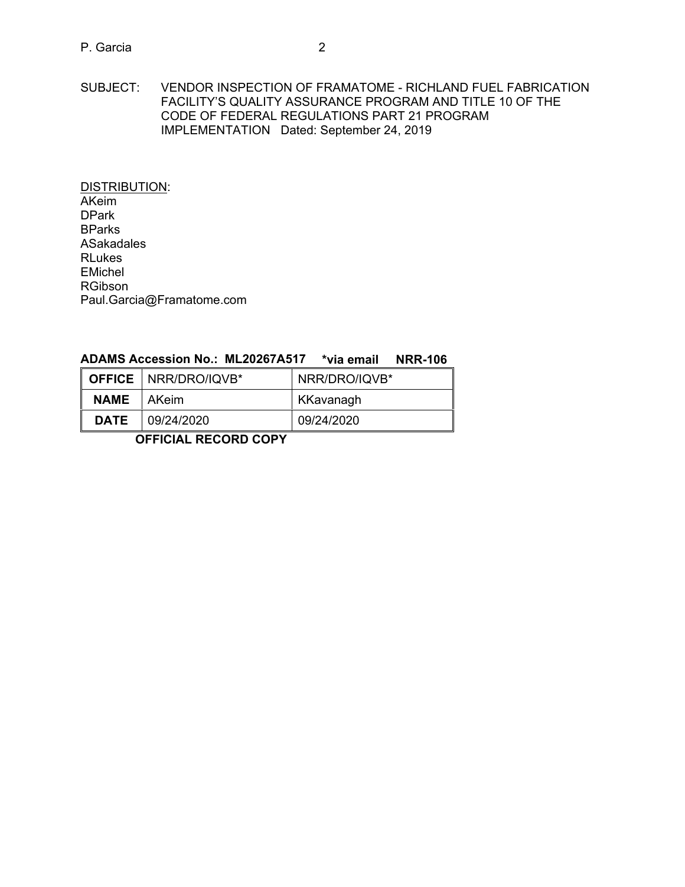SUBJECT: VENDOR INSPECTION OF FRAMATOME - RICHLAND FUEL FABRICATION FACILITY'S QUALITY ASSURANCE PROGRAM AND TITLE 10 OF THE CODE OF FEDERAL REGULATIONS PART 21 PROGRAM IMPLEMENTATION Dated: September 24, 2019

DISTRIBUTION:
AKeim
DPark
BParks
ASakadales
RLukes
EMichel
RGibson
Paul.Garcia@Framatome.com

**ADAMS Accession No.: ML20267A517 \*via email NRR-106**

| **OFFICE** | NRR/DRO/IQVB* | NRR/DRO/IQVB* |
|---|---|---|
| **NAME** | AKeim | KKavanagh |
| **DATE** | 09/24/2020 | 09/24/2020 |

**OFFICIAL RECORD COPY**